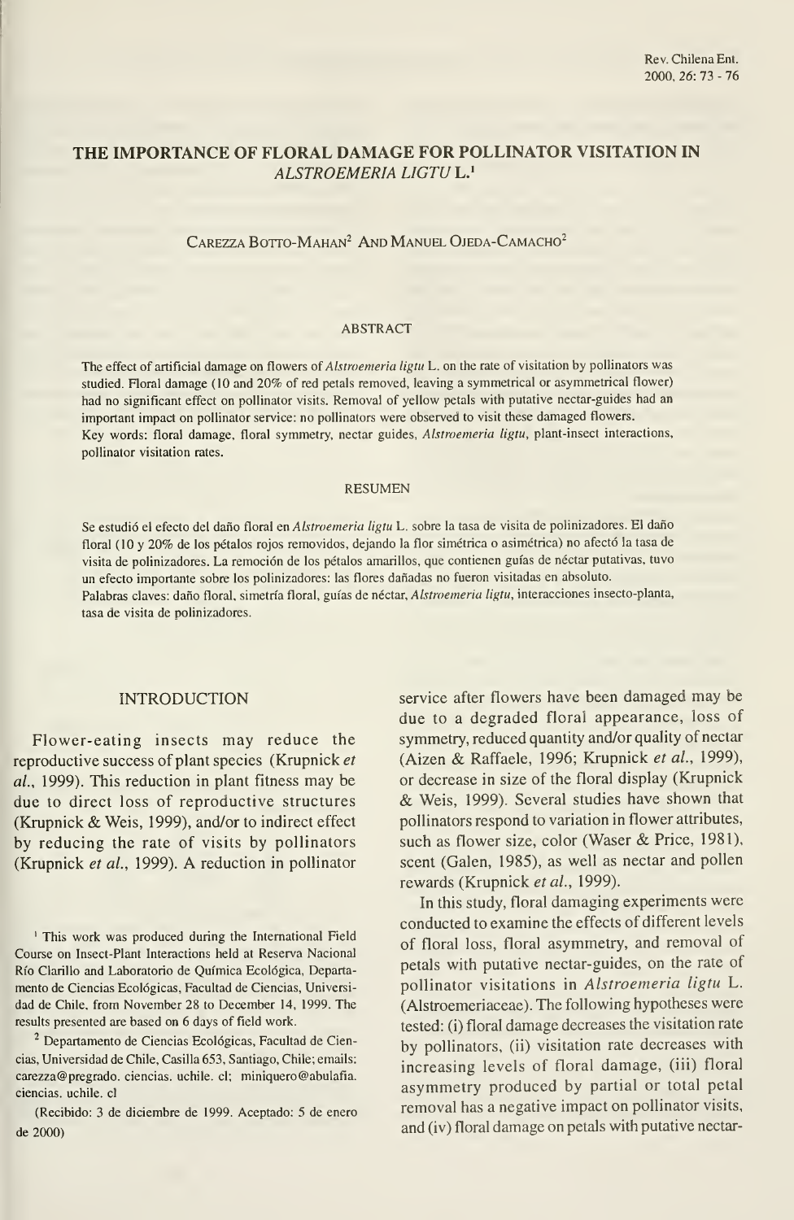# THE IMPORTANCE OF FLORAL DAMAGE FOR POLLINATOR VISITATION IN *ALSTROEMERIA LIGTU* L.[1]

Carezza Botto-Mahan[2] And Manuel Ojeda-Camacho[2]

## ABSTRACT

The effect of artificial damage on flowers of *Alstroemeria ligtu* L. on the rate of visitation by pollinators was studied. Floral damage (10 and 20% of red petals removed, leaving a symmetrical or asymmetrical flower) had no significant effect on pollinator visits. Removal of yellow petals with putative nectar-guides had an important impact on pollinator service: no pollinators were observed to visit these damaged flowers.

Key words: floral damage, floral symmetry, nectar guides, *Alstroemeria ligtu*, plant-insect interactions, pollinator visitation rates.

## RESUMEN

Se estudió el efecto del daño floral en *Alstroemeria ligtu* L. sobre la tasa de visita de polinizadores. El daño floral (10 y 20% de los pétalos rojos removidos, dejando la flor simétrica o asimétrica) no afectó la tasa de visita de polinizadores. La remoción de los pétalos amarillos, que contienen guías de néctar putativas, tuvo un efecto importante sobre los polinizadores: las flores dañadas no fueron visitadas en absoluto.

Palabras claves: daño floral, simetría floral, guías de néctar, *Alstroemeria ligtu*, interacciones insecto-planta, tasa de visita de polinizadores.

## INTRODUCTION

Flower-eating insects may reduce the reproductive success of plant species (Krupnick *et al.*, 1999). This reduction in plant fitness may be due to direct loss of reproductive structures (Krupnick & Weis, 1999), and/or to indirect effect by reducing the rate of visits by pollinators (Krupnick *et al.*, 1999). A reduction in pollinator service after flowers have been damaged may be due to a degraded floral appearance, loss of symmetry, reduced quantity and/or quality of nectar (Aizen & Raffaele, 1996; Krupnick *et al.*, 1999), or decrease in size of the floral display (Krupnick & Weis, 1999). Several studies have shown that pollinators respond to variation in flower attributes, such as flower size, color (Waser & Price, 1981), scent (Galen, 1985), as well as nectar and pollen rewards (Krupnick *et al.*, 1999).

In this study, floral damaging experiments were conducted to examine the effects of different levels of floral loss, floral asymmetry, and removal of petals with putative nectar-guides, on the rate of pollinator visitations in *Alstroemeria ligtu* L. (Alstroemeriaceae). The following hypotheses were tested: (i) floral damage decreases the visitation rate by pollinators, (ii) visitation rate decreases with increasing levels of floral damage, (iii) floral asymmetry produced by partial or total petal removal has a negative impact on pollinator visits, and (iv) floral damage on petals with putative nectar-

[1] This work was produced during the International Field Course on Insect-Plant Interactions held at Reserva Nacional Río Clarillo and Laboratorio de Química Ecológica, Departamento de Ciencias Ecológicas, Facultad de Ciencias, Universidad de Chile, from November 28 to December 14, 1999. The results presented are based on 6 days of field work.

[2] Departamento de Ciencias Ecológicas, Facultad de Ciencias, Universidad de Chile, Casilla 653, Santiago, Chile; emails: carezza@pregrado. ciencias. uchile. cl; miniquero@abulafia. ciencias. uchile. cl

(Recibido: 3 de diciembre de 1999. Aceptado: 5 de enero de 2000)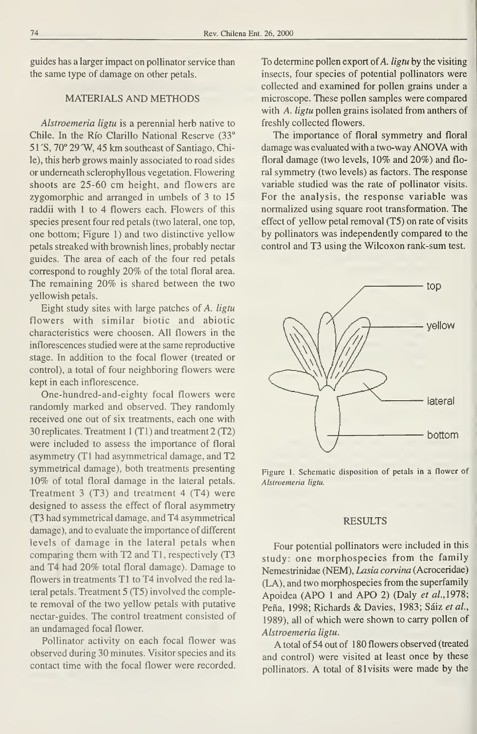guides has a larger impact on pollinator service than the same type of damage on other petals.

## MATERIALS AND METHODS

*Alstroemeria ligtu* is a perennial herb native to Chile. In the Río Clarillo National Reserve (33° 51´S, 70° 29´W, 45 km southeast of Santiago, Chile), this herb grows mainly associated to road sides or underneath sclerophyllous vegetation. Flowering shoots are 25-60 cm height, and flowers are zygomorphic and arranged in umbels of 3 to 15 raddii with 1 to 4 flowers each. Flowers of this species present four red petals (two lateral, one top, one bottom; Figure 1) and two distinctive yellow petals streaked with brownish lines, probably nectar guides. The area of each of the four red petals correspond to roughly 20% of the total floral area. The remaining 20% is shared between the two yellowish petals.

Eight study sites with large patches of *A. ligtu* flowers with similar biotic and abiotic characteristics were choosen. All flowers in the inflorescences studied were at the same reproductive stage. In addition to the focal flower (treated or control), a total of four neighboring flowers were kept in each inflorescence.

One-hundred-and-eighty focal flowers were randomly marked and observed. They randomly received one out of six treatments, each one with 30 replicates. Treatment 1 (T1) and treatment 2 (T2) were included to assess the importance of floral asymmetry (T1 had asymmetrical damage, and T2 symmetrical damage), both treatments presenting 10% of total floral damage in the lateral petals. Treatment 3 (T3) and treatment 4 (T4) were designed to assess the effect of floral asymmetry (T3 had symmetrical damage, and T4 asymmetrical damage), and to evaluate the importance of different levels of damage in the lateral petals when comparing them with T2 and T1, respectively (T3 and T4 had 20% total floral damage). Damage to flowers in treatments T1 to T4 involved the red lateral petals. Treatment 5 (T5) involved the complete removal of the two yellow petals with putative nectar-guides. The control treatment consisted of an undamaged focal flower.

Pollinator activity on each focal flower was observed during 30 minutes. Visitor species and its contact time with the focal flower were recorded. To determine pollen export of *A. ligtu* by the visiting insects, four species of potential pollinators were collected and examined for pollen grains under a microscope. These pollen samples were compared with *A. ligtu* pollen grains isolated from anthers of freshly collected flowers.

The importance of floral symmetry and floral damage was evaluated with a two-way ANOVA with floral damage (two levels, 10% and 20%) and floral symmetry (two levels) as factors. The response variable studied was the rate of pollinator visits. For the analysis, the response variable was normalized using square root transformation. The effect of yellow petal removal (T5) on rate of visits by pollinators was independently compared to the control and T3 using the Wilcoxon rank-sum test.

Figure 1. Schematic disposition of petals in a flower of *Alstroemeria ligtu*.

## RESULTS

Four potential pollinators were included in this study: one morphospecies from the family Nemestrinidae (NEM), *Lasia corvina* (Acroceridae) (LA), and two morphospecies from the superfamily Apoidea (APO 1 and APO 2) (Daly *et al.*,1978; Peña, 1998; Richards & Davies, 1983; Sáiz *et al.*, 1989), all of which were shown to carry pollen of *Alstroemeria ligtu*.

A total of 54 out of 180 flowers observed (treated and control) were visited at least once by these pollinators. A total of 81visits were made by the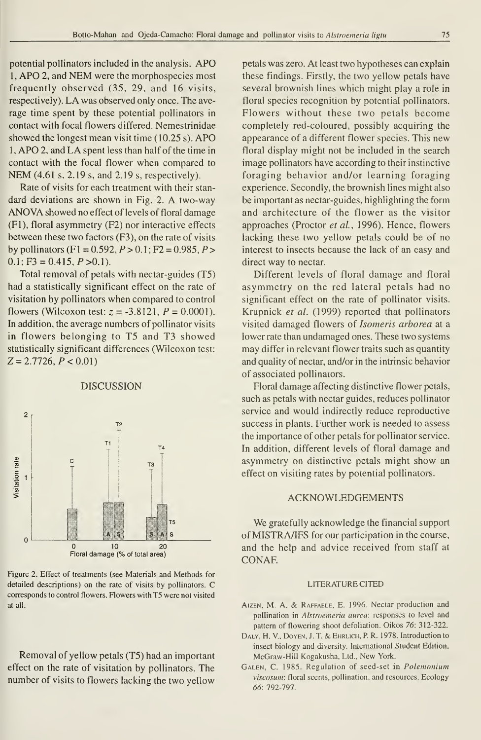potential pollinators included in the analysis. APO 1, APO 2, and NEM were the morphospecies most frequently observed (35, 29, and 16 visits, respectively). LA was observed only once. The average time spent by these potential pollinators in contact with focal flowers differed. Nemestrinidae showed the longest mean visit time (10.25 s). APO 1, APO 2, and LA spent less than half of the time in contact with the focal flower when compared to NEM (4.61 s, 2.19 s, and 2.19 s, respectively).

Rate of visits for each treatment with their standard deviations are shown in Fig. 2. A two-way ANOVA showed no effect of levels of floral damage (F1), floral asymmetry (F2) nor interactive effects between these two factors (F3), on the rate of visits by pollinators ($F1 = 0.592, P > 0.1$; $F2 = 0.985, P > 0.1$; $F3 = 0.415, P > 0.1$).

Total removal of petals with nectar-guides (T5) had a statistically significant effect on the rate of visitation by pollinators when compared to control flowers (Wilcoxon test: $z = -3.8121, P = 0.0001$). In addition, the average numbers of pollinator visits in flowers belonging to T5 and T3 showed statistically significant differences (Wilcoxon test: $Z = 2.7726, P < 0.01$)

## DISCUSSION

Figure 2. Effect of treatments (see Materials and Methods for detailed descriptions) on the rate of visits by pollinators. C corresponds to control flowers. Flowers with T5 were not visited at all.

Removal of yellow petals (T5) had an important effect on the rate of visitation by pollinators. The number of visits to flowers lacking the two yellow petals was zero. At least two hypotheses can explain these findings. Firstly, the two yellow petals have several brownish lines which might play a role in floral species recognition by potential pollinators. Flowers without these two petals become completely red-coloured, possibly acquiring the appearance of a different flower species. This new floral display might not be included in the search image pollinators have according to their instinctive foraging behavior and/or learning foraging experience. Secondly, the brownish lines might also be important as nectar-guides, highlighting the form and architecture of the flower as the visitor approaches (Proctor *et al.*, 1996). Hence, flowers lacking these two yellow petals could be of no interest to insects because the lack of an easy and direct way to nectar.

Different levels of floral damage and floral asymmetry on the red lateral petals had no significant effect on the rate of pollinator visits. Krupnick *et al.* (1999) reported that pollinators visited damaged flowers of *Isomeris arborea* at a lower rate than undamaged ones. These two systems may differ in relevant flower traits such as quantity and quality of nectar, and/or in the intrinsic behavior of associated pollinators.

Floral damage affecting distinctive flower petals, such as petals with nectar guides, reduces pollinator service and would indirectly reduce reproductive success in plants. Further work is needed to assess the importance of other petals for pollinator service. In addition, different levels of floral damage and asymmetry on distinctive petals might show an effect on visiting rates by potential pollinators.

## ACKNOWLEDGEMENTS

We gratefully acknowledge the financial support of MISTRA/IFS for our participation in the course, and the help and advice received from staff at CONAF.

## LITERATURE CITED

Aizen, M. A. & Raffaele, E. 1996. Nectar production and pollination in *Alstroemeria aurea*: responses to level and pattern of flowering shoot defoliation. Oikos 76: 312-322.

Daly, H. V., Doyen, J. T. & Ehrlich, P. R. 1978. Introduction to insect biology and diversity. International Student Edition. McGraw-Hill Kogakusha, Ltd., New York.

Galen, C. 1985. Regulation of seed-set in *Polemonium viscosum*: floral scents, pollination, and resources. Ecology 66: 792-797.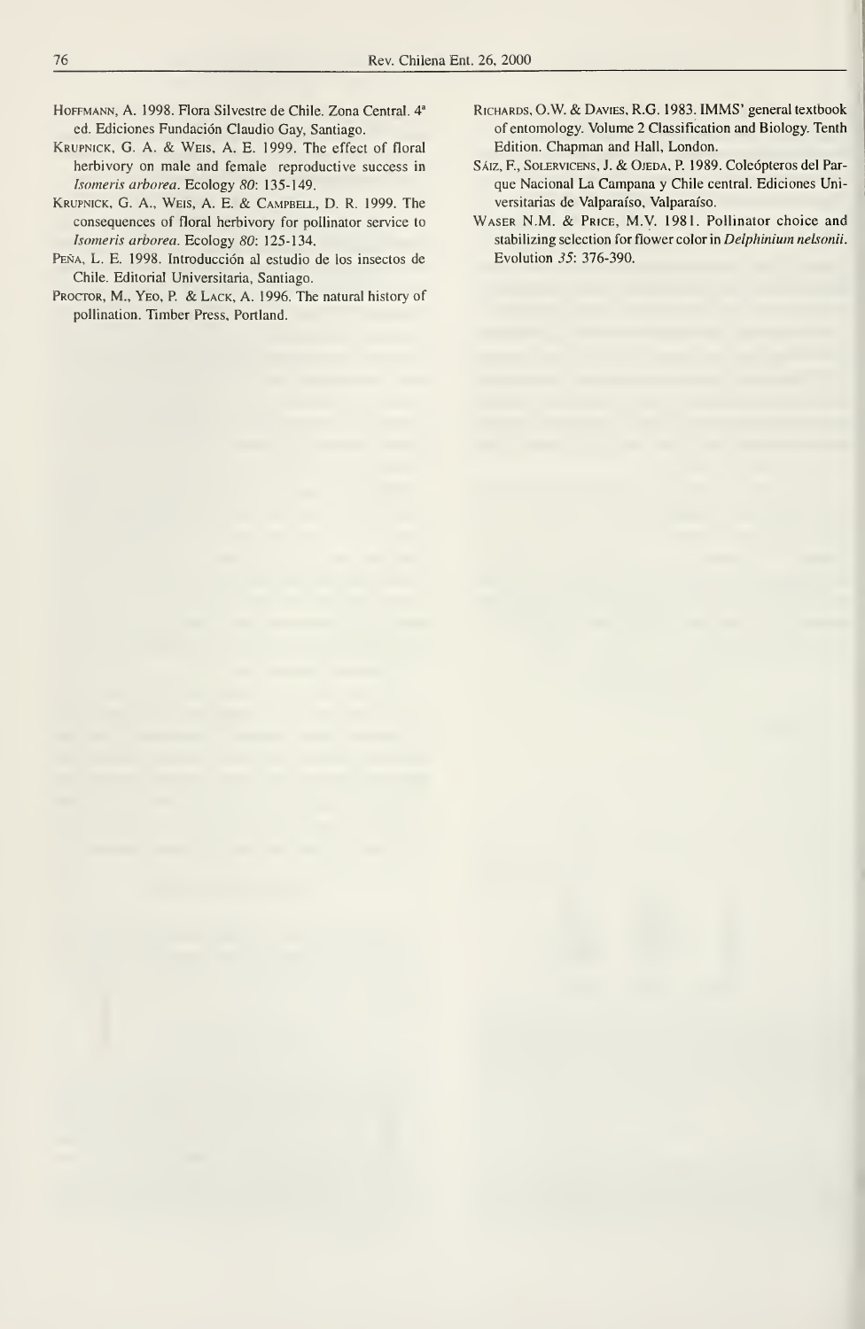Hoffmann, A. 1998. Flora Silvestre de Chile. Zona Central. 4ª ed. Ediciones Fundación Claudio Gay, Santiago.

Krupnick, G. A. & Weis, A. E. 1999. The effect of floral herbivory on male and female reproductive success in *Isomeris arborea*. Ecology *80*: 135-149.

Krupnick, G. A., Weis, A. E. & Campbell, D. R. 1999. The consequences of floral herbivory for pollinator service to *Isomeris arborea*. Ecology *80*: 125-134.

Peña, L. E. 1998. Introducción al estudio de los insectos de Chile. Editorial Universitaria, Santiago.

Proctor, M., Yeo, P. & Lack, A. 1996. The natural history of pollination. Timber Press, Portland.

Richards, O.W. & Davies, R.G. 1983. IMMS' general textbook of entomology. Volume 2 Classification and Biology. Tenth Edition. Chapman and Hall, London.

Sáiz, F., Solervicens, J. & Ojeda, P. 1989. Coleópteros del Parque Nacional La Campana y Chile central. Ediciones Universitarias de Valparaíso, Valparaíso.

Waser N.M. & Price, M.V. 1981. Pollinator choice and stabilizing selection for flower color in *Delphinium nelsonii*. Evolution *35*: 376-390.